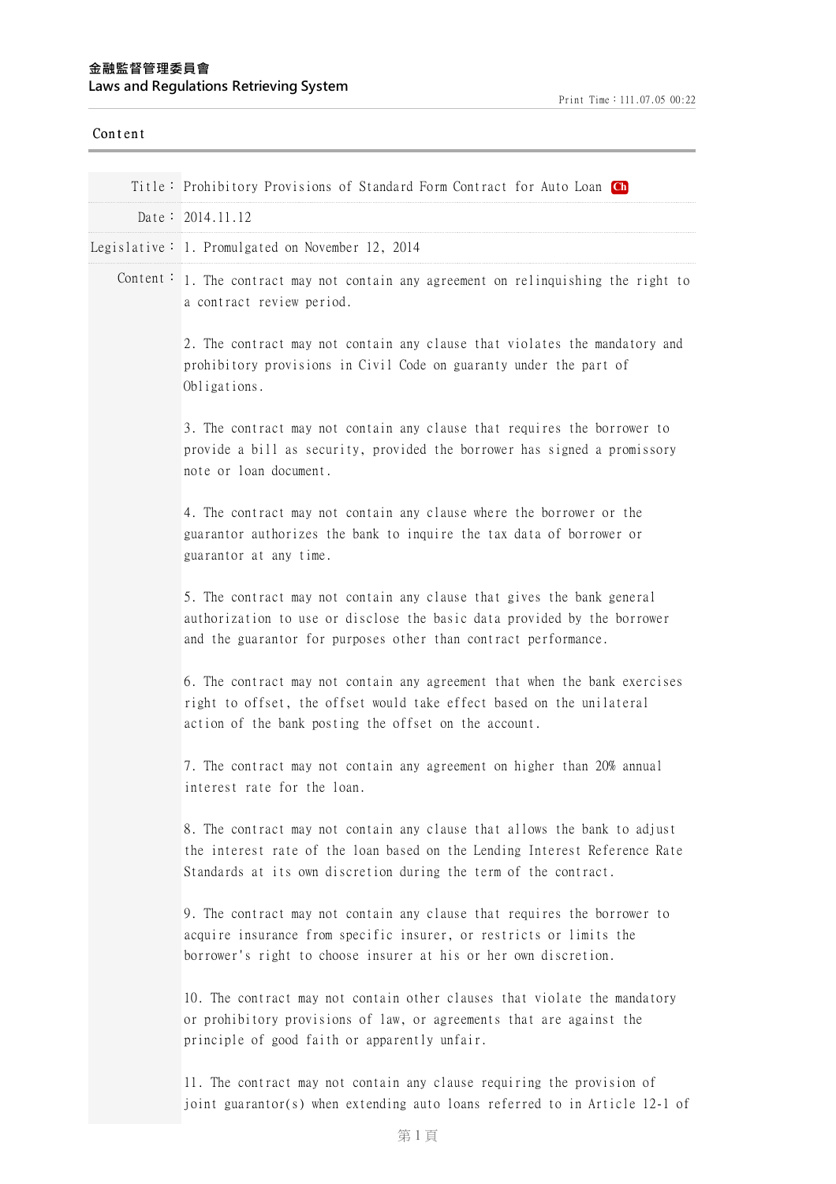金融監督管理委員會
Laws and Regulations Retrieving System

Print Time：111.07.05 00:22

Content

Title： Prohibitory Provisions of Standard Form Contract for Auto Loan Ch

Date： 2014.11.12

Legislative： 1. Promulgated on November 12, 2014

Content：

1. The contract may not contain any agreement on relinquishing the right to a contract review period.

2. The contract may not contain any clause that violates the mandatory and prohibitory provisions in Civil Code on guaranty under the part of Obligations.

3. The contract may not contain any clause that requires the borrower to provide a bill as security, provided the borrower has signed a promissory note or loan document.

4. The contract may not contain any clause where the borrower or the guarantor authorizes the bank to inquire the tax data of borrower or guarantor at any time.

5. The contract may not contain any clause that gives the bank general authorization to use or disclose the basic data provided by the borrower and the guarantor for purposes other than contract performance.

6. The contract may not contain any agreement that when the bank exercises right to offset, the offset would take effect based on the unilateral action of the bank posting the offset on the account.

7. The contract may not contain any agreement on higher than 20% annual interest rate for the loan.

8. The contract may not contain any clause that allows the bank to adjust the interest rate of the loan based on the Lending Interest Reference Rate Standards at its own discretion during the term of the contract.

9. The contract may not contain any clause that requires the borrower to acquire insurance from specific insurer, or restricts or limits the borrower's right to choose insurer at his or her own discretion.

10. The contract may not contain other clauses that violate the mandatory or prohibitory provisions of law, or agreements that are against the principle of good faith or apparently unfair.

11. The contract may not contain any clause requiring the provision of joint guarantor(s) when extending auto loans referred to in Article 12-1 of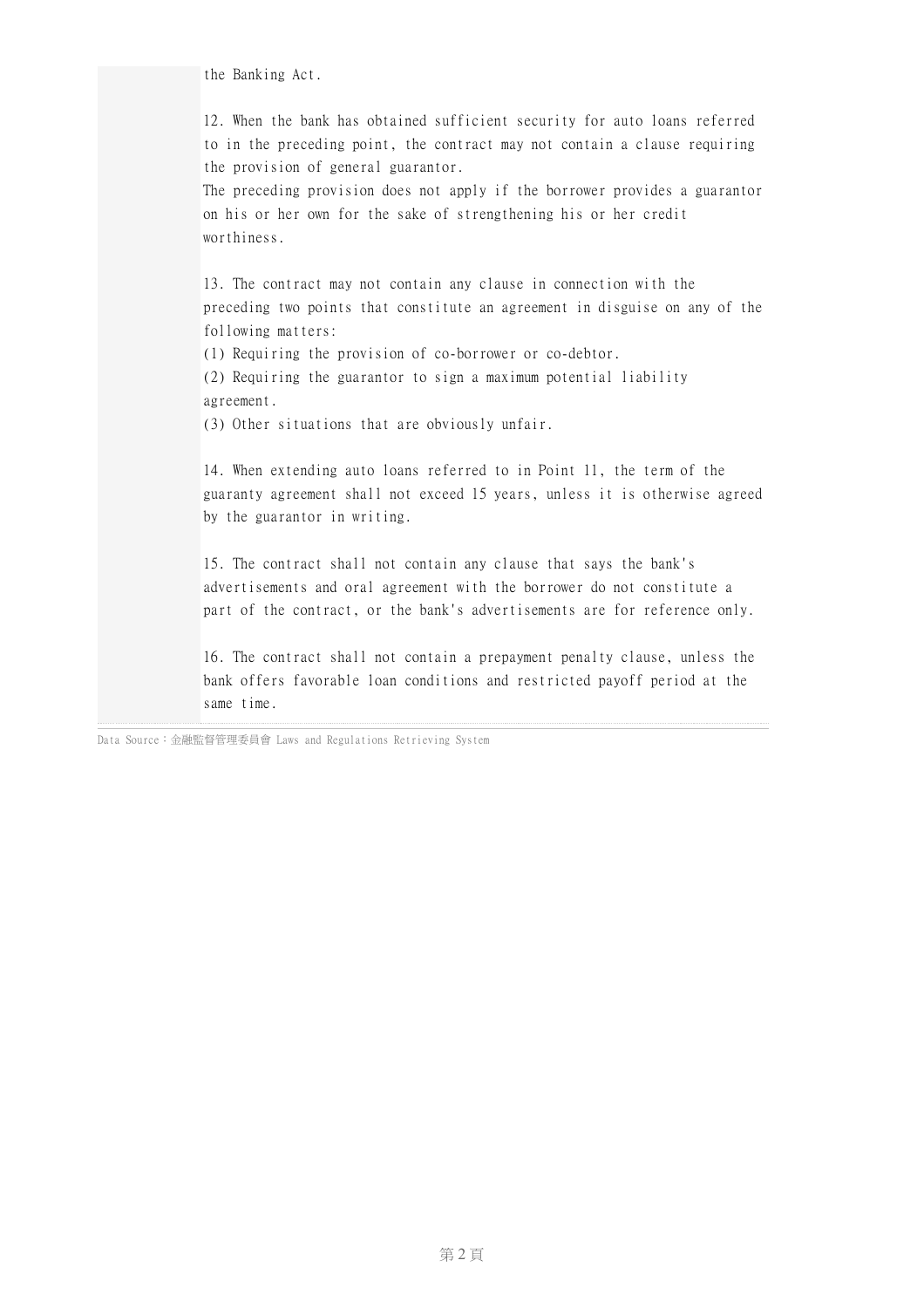the Banking Act.

12. When the bank has obtained sufficient security for auto loans referred to in the preceding point, the contract may not contain a clause requiring the provision of general guarantor.
The preceding provision does not apply if the borrower provides a guarantor on his or her own for the sake of strengthening his or her credit worthiness.

13. The contract may not contain any clause in connection with the preceding two points that constitute an agreement in disguise on any of the following matters:
(1) Requiring the provision of co-borrower or co-debtor.
(2) Requiring the guarantor to sign a maximum potential liability agreement.
(3) Other situations that are obviously unfair.

14. When extending auto loans referred to in Point 11, the term of the guaranty agreement shall not exceed 15 years, unless it is otherwise agreed by the guarantor in writing.

15. The contract shall not contain any clause that says the bank's advertisements and oral agreement with the borrower do not constitute a part of the contract, or the bank's advertisements are for reference only.

16. The contract shall not contain a prepayment penalty clause, unless the bank offers favorable loan conditions and restricted payoff period at the same time.

Data Source：金融監督管理委員會 Laws and Regulations Retrieving System